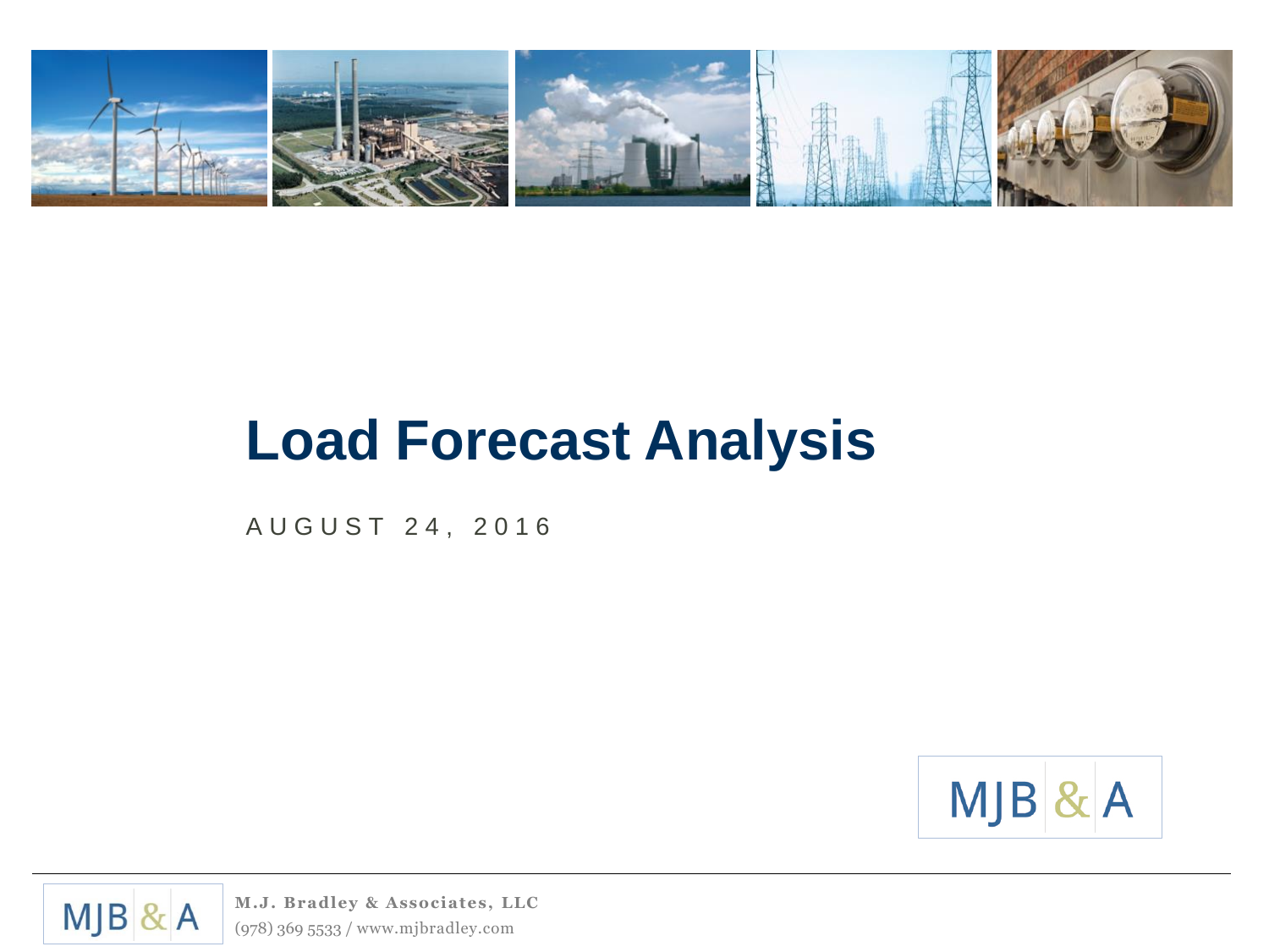# Load Forecast Analysis

AUGUST 24, 2016

MJB & A

**M.J. Bradley & Associates, LLC**
(978) 369 5533 / www.mjbradley.com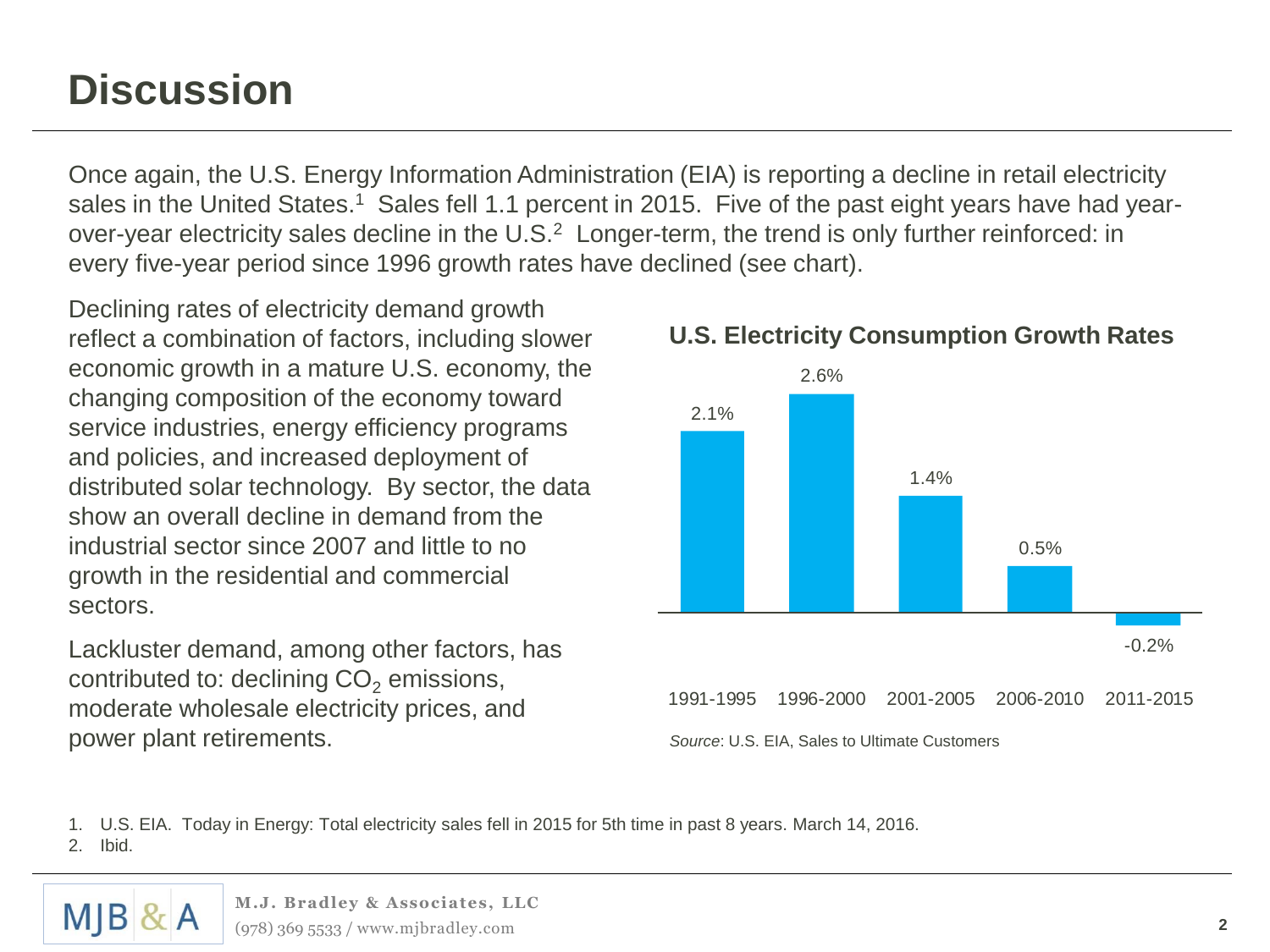# Discussion

Once again, the U.S. Energy Information Administration (EIA) is reporting a decline in retail electricity sales in the United States.[1] Sales fell 1.1 percent in 2015. Five of the past eight years have had year-over-year electricity sales decline in the U.S.[2] Longer-term, the trend is only further reinforced: in every five-year period since 1996 growth rates have declined (see chart).

Declining rates of electricity demand growth reflect a combination of factors, including slower economic growth in a mature U.S. economy, the changing composition of the economy toward service industries, energy efficiency programs and policies, and increased deployment of distributed solar technology. By sector, the data show an overall decline in demand from the industrial sector since 2007 and little to no growth in the residential and commercial sectors.

Lackluster demand, among other factors, has contributed to: declining $CO_2$ emissions, moderate wholesale electricity prices, and power plant retirements.

**U.S. Electricity Consumption Growth Rates**

| Period | Growth Rate |
| --- | --- |
| 1991-1995 | 2.1% |
| 1996-2000 | 2.6% |
| 2001-2005 | 1.4% |
| 2006-2010 | 0.5% |
| 2011-2015 | -0.2% |

*Source*: U.S. EIA, Sales to Ultimate Customers

1. U.S. EIA. Today in Energy: Total electricity sales fell in 2015 for 5th time in past 8 years. March 14, 2016.
2. Ibid.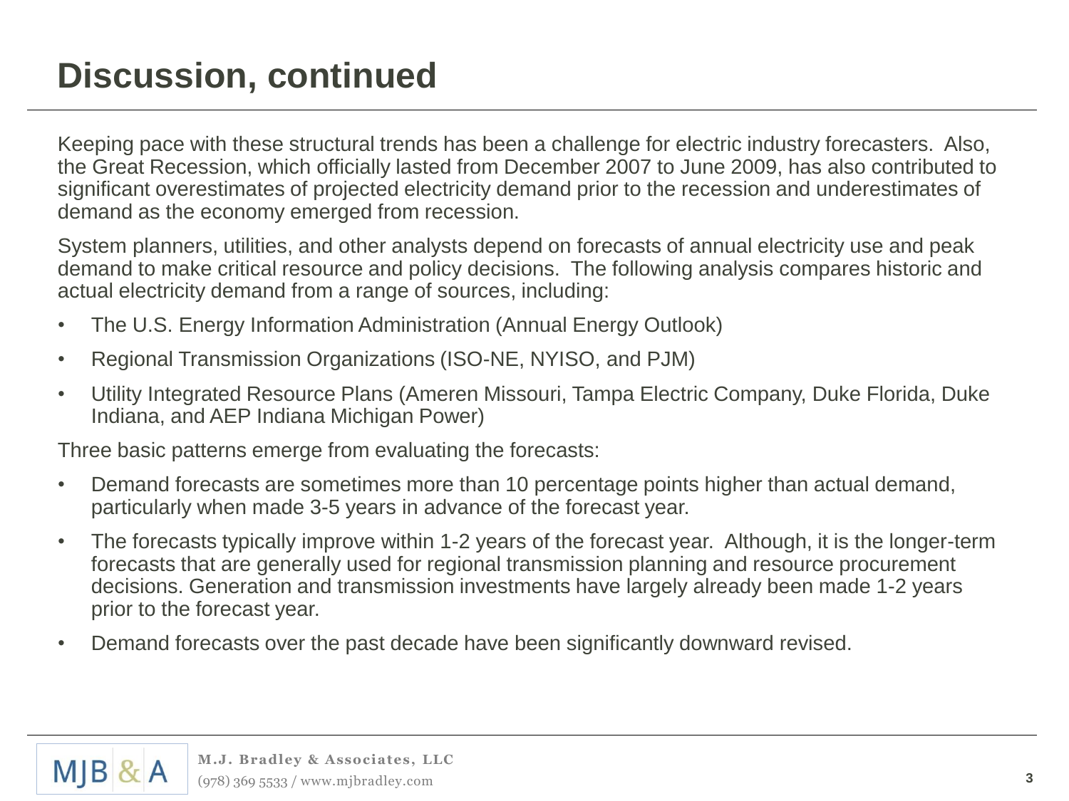# Discussion, continued

Keeping pace with these structural trends has been a challenge for electric industry forecasters. Also, the Great Recession, which officially lasted from December 2007 to June 2009, has also contributed to significant overestimates of projected electricity demand prior to the recession and underestimates of demand as the economy emerged from recession.

System planners, utilities, and other analysts depend on forecasts of annual electricity use and peak demand to make critical resource and policy decisions. The following analysis compares historic and actual electricity demand from a range of sources, including:

- The U.S. Energy Information Administration (Annual Energy Outlook)
- Regional Transmission Organizations (ISO-NE, NYISO, and PJM)
- Utility Integrated Resource Plans (Ameren Missouri, Tampa Electric Company, Duke Florida, Duke Indiana, and AEP Indiana Michigan Power)

Three basic patterns emerge from evaluating the forecasts:

- Demand forecasts are sometimes more than 10 percentage points higher than actual demand, particularly when made 3-5 years in advance of the forecast year.
- The forecasts typically improve within 1-2 years of the forecast year. Although, it is the longer-term forecasts that are generally used for regional transmission planning and resource procurement decisions. Generation and transmission investments have largely already been made 1-2 years prior to the forecast year.
- Demand forecasts over the past decade have been significantly downward revised.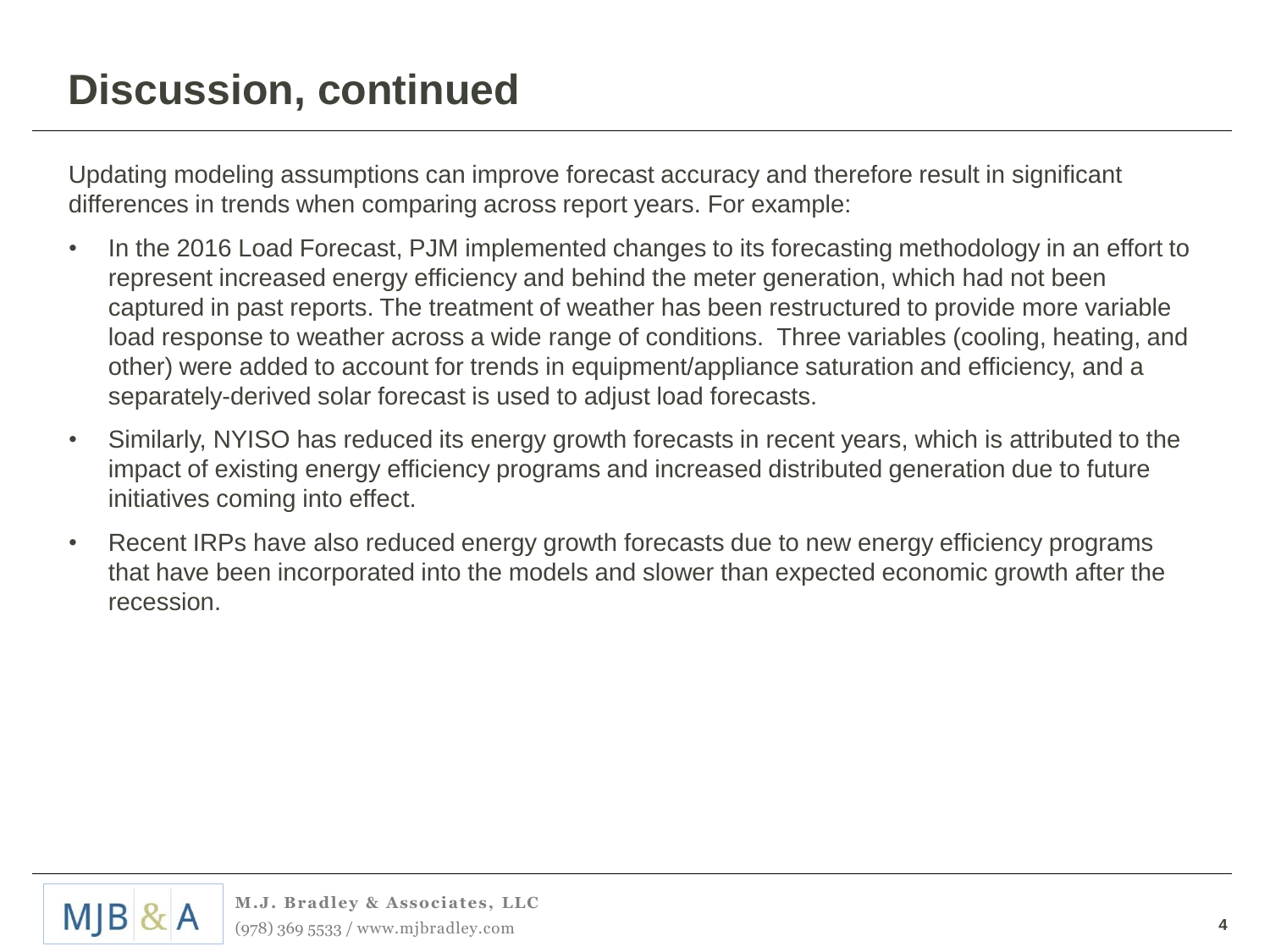# Discussion, continued

Updating modeling assumptions can improve forecast accuracy and therefore result in significant differences in trends when comparing across report years. For example:

- In the 2016 Load Forecast, PJM implemented changes to its forecasting methodology in an effort to represent increased energy efficiency and behind the meter generation, which had not been captured in past reports. The treatment of weather has been restructured to provide more variable load response to weather across a wide range of conditions. Three variables (cooling, heating, and other) were added to account for trends in equipment/appliance saturation and efficiency, and a separately-derived solar forecast is used to adjust load forecasts.
- Similarly, NYISO has reduced its energy growth forecasts in recent years, which is attributed to the impact of existing energy efficiency programs and increased distributed generation due to future initiatives coming into effect.
- Recent IRPs have also reduced energy growth forecasts due to new energy efficiency programs that have been incorporated into the models and slower than expected economic growth after the recession.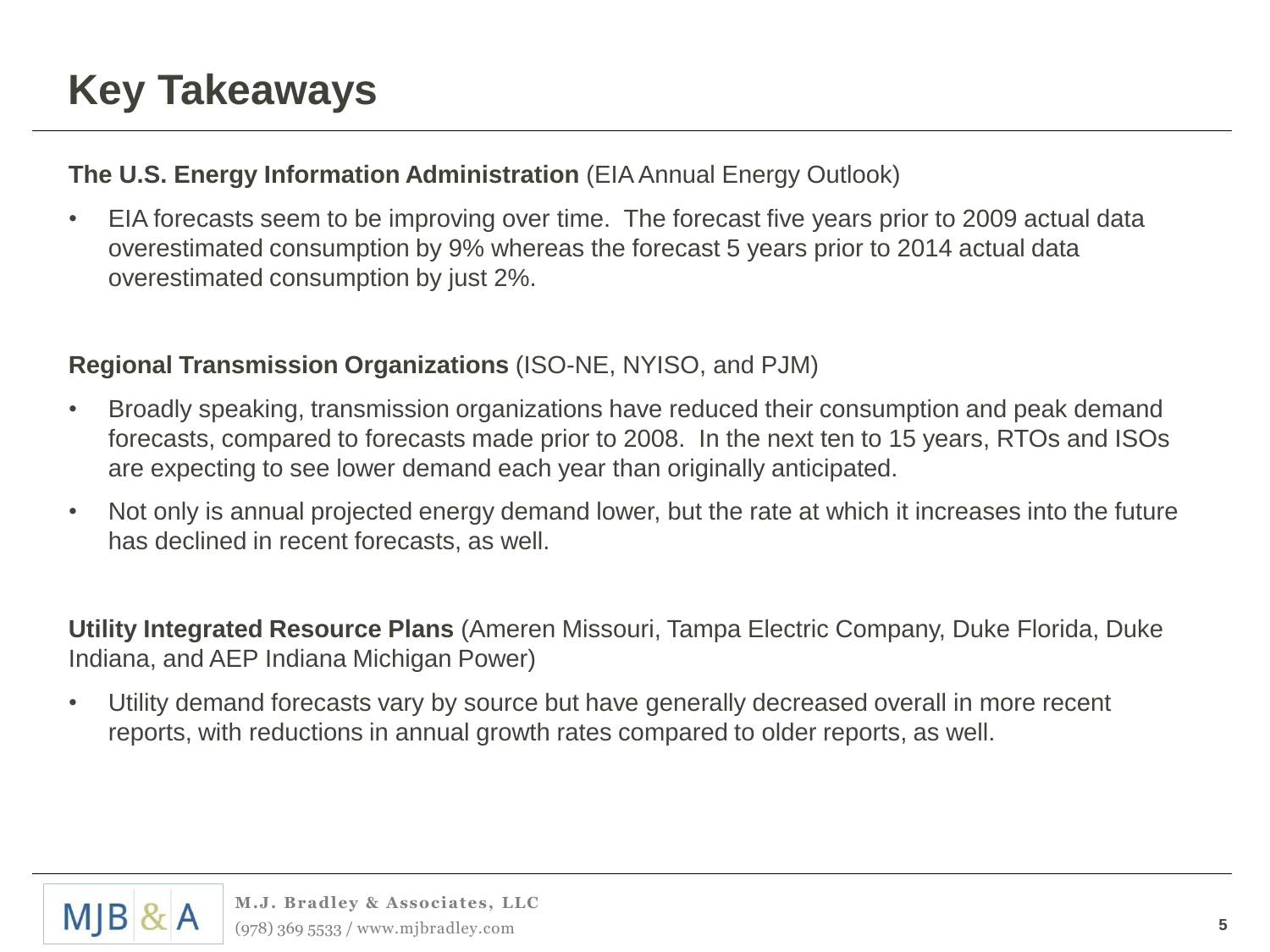# Key Takeaways

**The U.S. Energy Information Administration** (EIA Annual Energy Outlook)

- EIA forecasts seem to be improving over time. The forecast five years prior to 2009 actual data overestimated consumption by 9% whereas the forecast 5 years prior to 2014 actual data overestimated consumption by just 2%.

**Regional Transmission Organizations** (ISO-NE, NYISO, and PJM)

- Broadly speaking, transmission organizations have reduced their consumption and peak demand forecasts, compared to forecasts made prior to 2008. In the next ten to 15 years, RTOs and ISOs are expecting to see lower demand each year than originally anticipated.
- Not only is annual projected energy demand lower, but the rate at which it increases into the future has declined in recent forecasts, as well.

**Utility Integrated Resource Plans** (Ameren Missouri, Tampa Electric Company, Duke Florida, Duke Indiana, and AEP Indiana Michigan Power)

- Utility demand forecasts vary by source but have generally decreased overall in more recent reports, with reductions in annual growth rates compared to older reports, as well.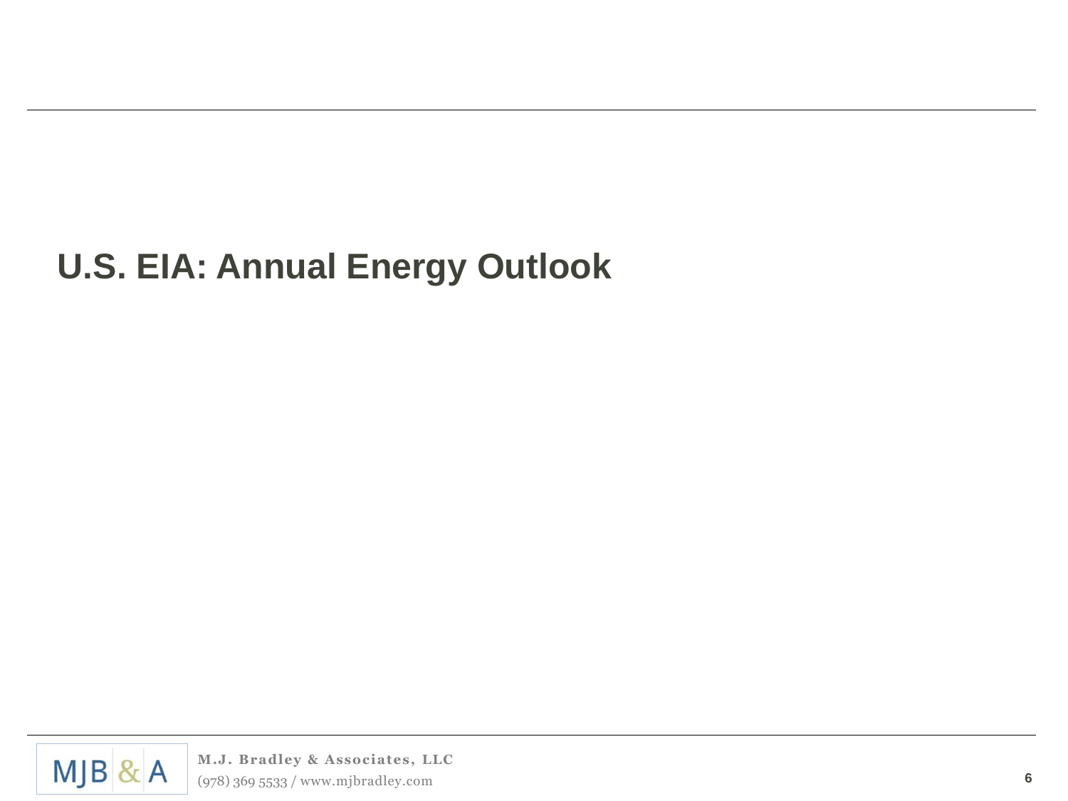# U.S. EIA: Annual Energy Outlook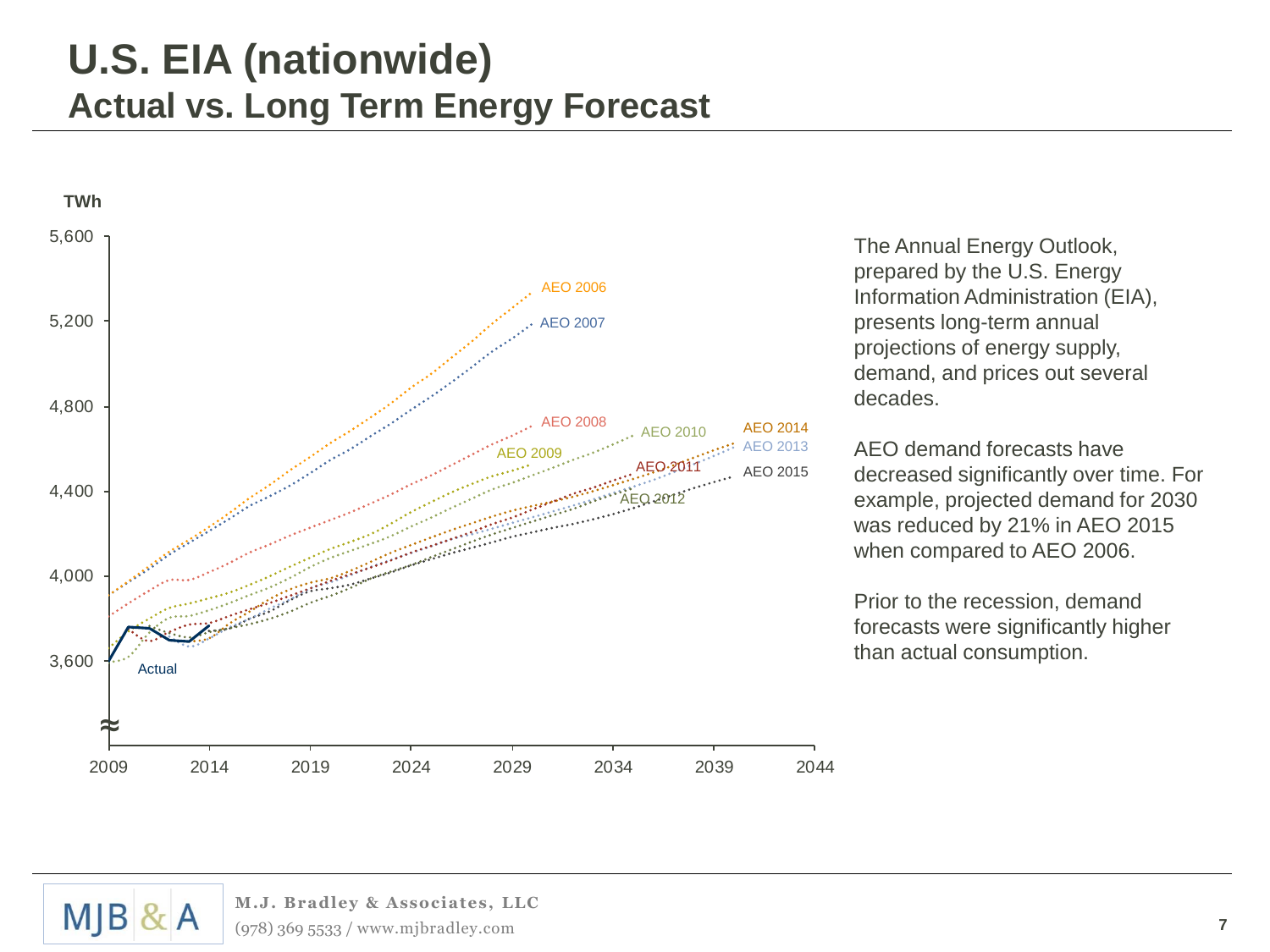# U.S. EIA (nationwide)

## Actual vs. Long Term Energy Forecast

TWh

5,600
5,200
4,800
4,400
4,000
3,600

2009 2014 2019 2024 2029 2034 2039 2044

AEO 2006, AEO 2007, AEO 2008, AEO 2009, AEO 2010, AEO 2011, AEO 2012, AEO 2013, AEO 2014, AEO 2015, Actual

The Annual Energy Outlook, prepared by the U.S. Energy Information Administration (EIA), presents long-term annual projections of energy supply, demand, and prices out several decades.

AEO demand forecasts have decreased significantly over time. For example, projected demand for 2030 was reduced by 21% in AEO 2015 when compared to AEO 2006.

Prior to the recession, demand forecasts were significantly higher than actual consumption.

M.J. Bradley & Associates, LLC
(978) 369 5533 / www.mjbradley.com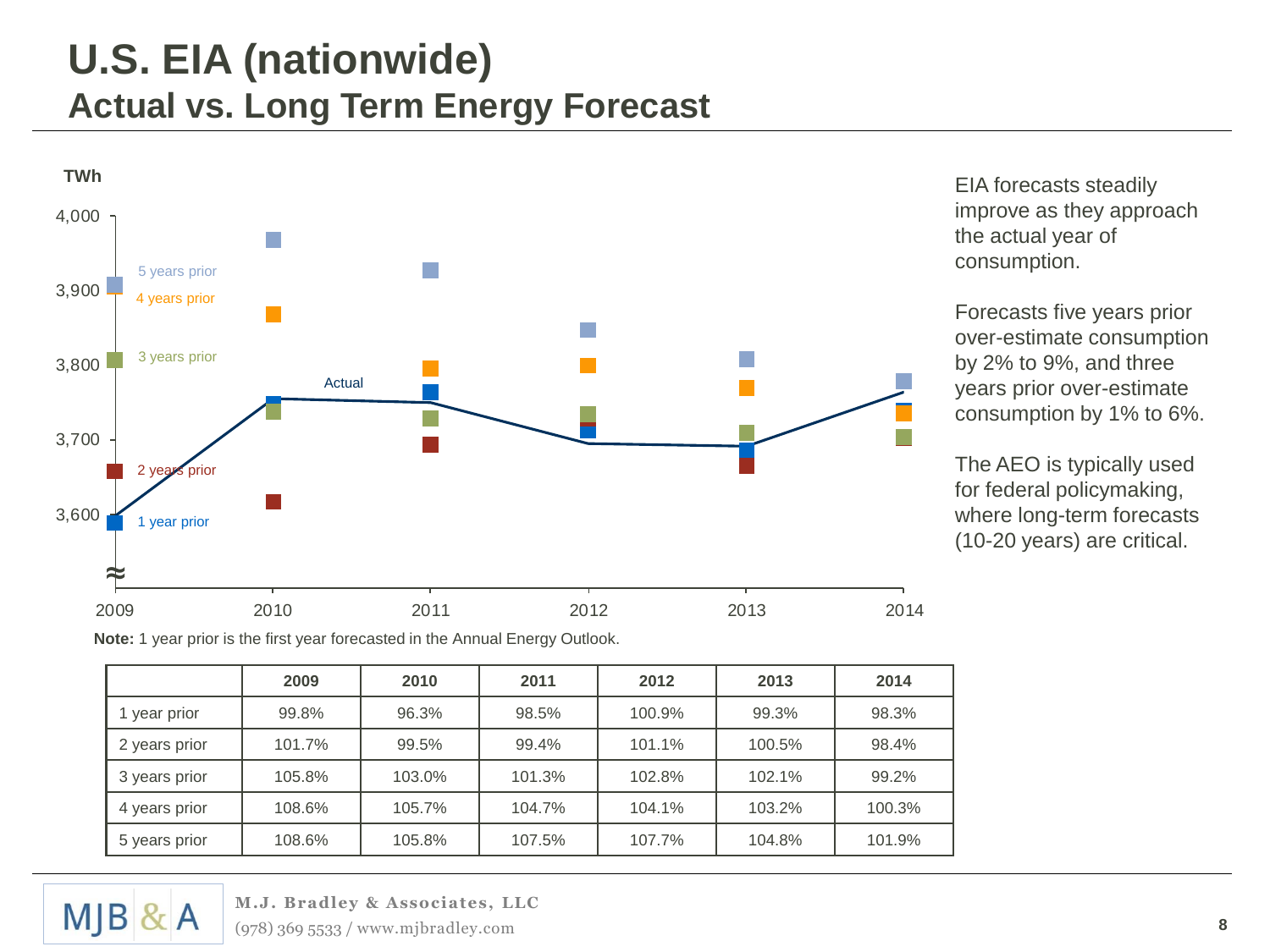# U.S. EIA (nationwide)

## Actual vs. Long Term Energy Forecast

EIA forecasts steadily improve as they approach the actual year of consumption.

Forecasts five years prior over-estimate consumption by 2% to 9%, and three years prior over-estimate consumption by 1% to 6%.

The AEO is typically used for federal policymaking, where long-term forecasts (10-20 years) are critical.

**Note:** 1 year prior is the first year forecasted in the Annual Energy Outlook.

| | 2009 | 2010 | 2011 | 2012 | 2013 | 2014 |
|---|---|---|---|---|---|---|
| 1 year prior | 99.8% | 96.3% | 98.5% | 100.9% | 99.3% | 98.3% |
| 2 years prior | 101.7% | 99.5% | 99.4% | 101.1% | 100.5% | 98.4% |
| 3 years prior | 105.8% | 103.0% | 101.3% | 102.8% | 102.1% | 99.2% |
| 4 years prior | 108.6% | 105.7% | 104.7% | 104.1% | 103.2% | 100.3% |
| 5 years prior | 108.6% | 105.8% | 107.5% | 107.7% | 104.8% | 101.9% |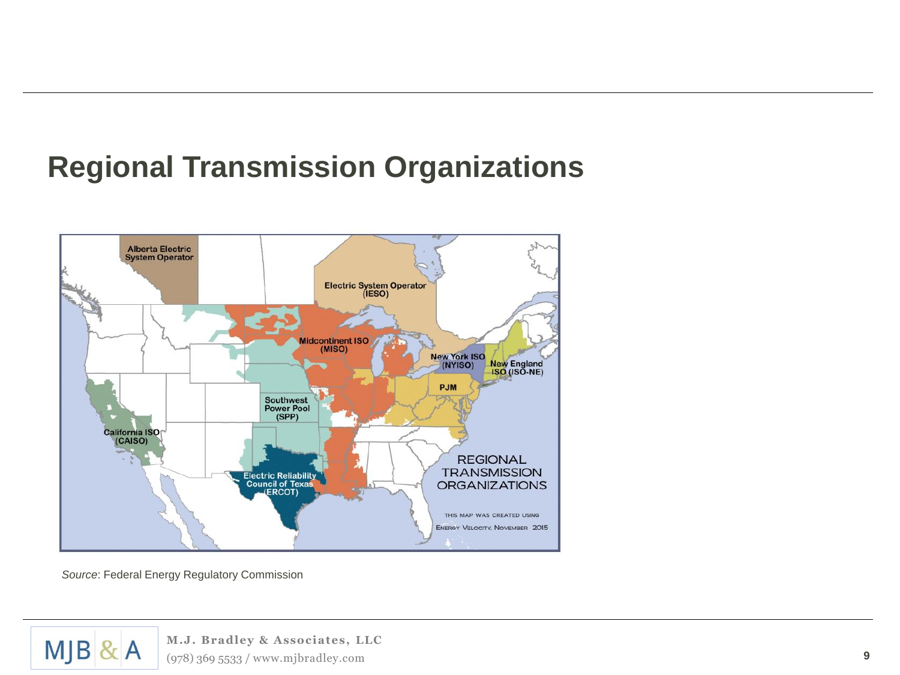# Regional Transmission Organizations

Alberta Electric System Operator

Electric System Operator (IESO)

Midcontinent ISO (MISO)

New York ISO (NYISO)

New England ISO (ISO-NE)

PJM

Southwest Power Pool (SPP)

California ISO (CAISO)

Electric Reliability Council of Texas (ERCOT)

REGIONAL TRANSMISSION ORGANIZATIONS

THIS MAP WAS CREATED USING ENERGY VELOCITY, NOVEMBER 2015

*Source*: Federal Energy Regulatory Commission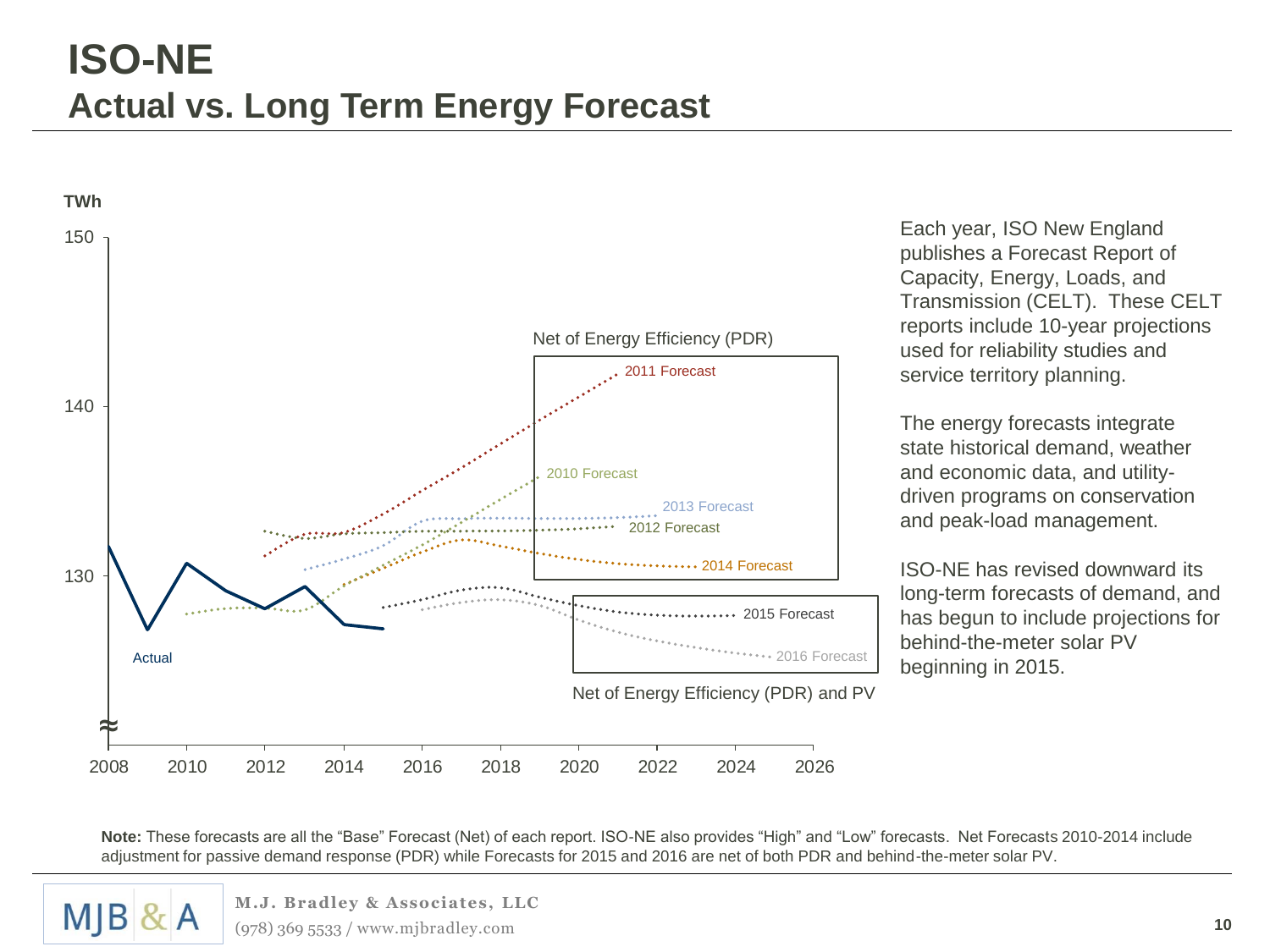# ISO-NE

## Actual vs. Long Term Energy Forecast

TWh

Net of Energy Efficiency (PDR)

2011 Forecast
2010 Forecast
2013 Forecast
2012 Forecast
2014 Forecast
2015 Forecast
2016 Forecast

Actual

Net of Energy Efficiency (PDR) and PV

Each year, ISO New England publishes a Forecast Report of Capacity, Energy, Loads, and Transmission (CELT). These CELT reports include 10-year projections used for reliability studies and service territory planning.

The energy forecasts integrate state historical demand, weather and economic data, and utility-driven programs on conservation and peak-load management.

ISO-NE has revised downward its long-term forecasts of demand, and has begun to include projections for behind-the-meter solar PV beginning in 2015.

**Note:** These forecasts are all the "Base" Forecast (Net) of each report. ISO-NE also provides "High" and "Low" forecasts. Net Forecasts 2010-2014 include adjustment for passive demand response (PDR) while Forecasts for 2015 and 2016 are net of both PDR and behind-the-meter solar PV.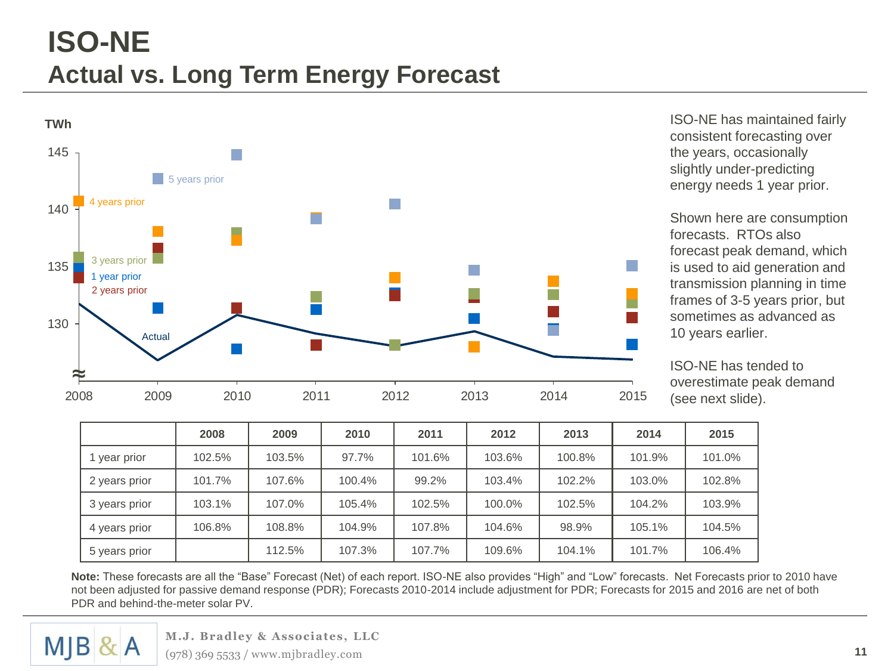# ISO-NE

## Actual vs. Long Term Energy Forecast

ISO-NE has maintained fairly consistent forecasting over the years, occasionally slightly under-predicting energy needs 1 year prior.

Shown here are consumption forecasts. RTOs also forecast peak demand, which is used to aid generation and transmission planning in time frames of 3-5 years prior, but sometimes as advanced as 10 years earlier.

ISO-NE has tended to overestimate peak demand (see next slide).

| | 2008 | 2009 | 2010 | 2011 | 2012 | 2013 | 2014 | 2015 |
|---|---|---|---|---|---|---|---|---|
| 1 year prior | 102.5% | 103.5% | 97.7% | 101.6% | 103.6% | 100.8% | 101.9% | 101.0% |
| 2 years prior | 101.7% | 107.6% | 100.4% | 99.2% | 103.4% | 102.2% | 103.0% | 102.8% |
| 3 years prior | 103.1% | 107.0% | 105.4% | 102.5% | 100.0% | 102.5% | 104.2% | 103.9% |
| 4 years prior | 106.8% | 108.8% | 104.9% | 107.8% | 104.6% | 98.9% | 105.1% | 104.5% |
| 5 years prior | | 112.5% | 107.3% | 107.7% | 109.6% | 104.1% | 101.7% | 106.4% |

**Note:** These forecasts are all the "Base" Forecast (Net) of each report. ISO-NE also provides "High" and "Low" forecasts. Net Forecasts prior to 2010 have not been adjusted for passive demand response (PDR); Forecasts 2010-2014 include adjustment for PDR; Forecasts for 2015 and 2016 are net of both PDR and behind-the-meter solar PV.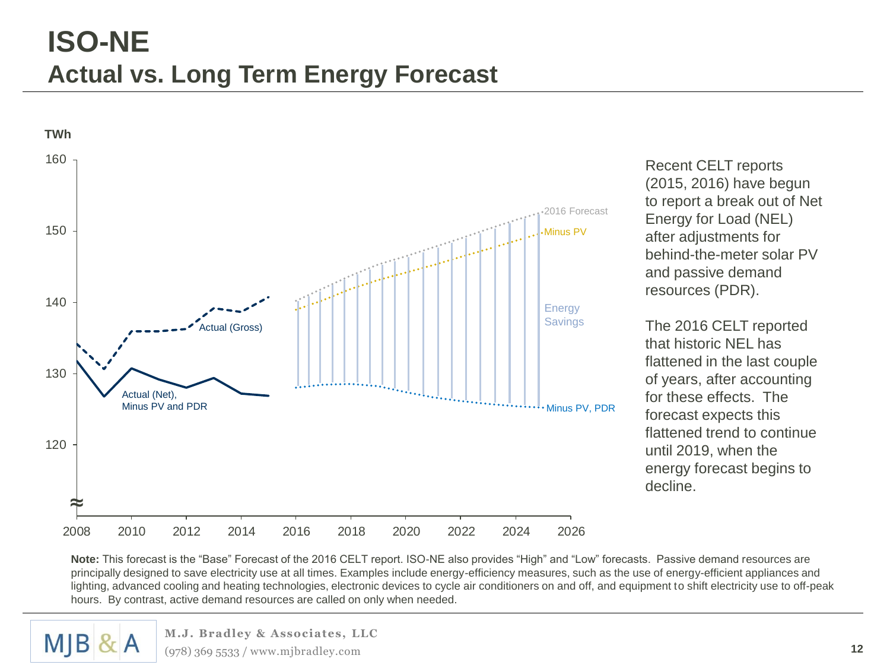# ISO-NE
## Actual vs. Long Term Energy Forecast

TWh

160
150
140
130
120

2008 2010 2012 2014 2016 2018 2020 2022 2024 2026

Actual (Gross)

Actual (Net), Minus PV and PDR

2016 Forecast

Minus PV

Energy Savings

Minus PV, PDR

Recent CELT reports (2015, 2016) have begun to report a break out of Net Energy for Load (NEL) after adjustments for behind-the-meter solar PV and passive demand resources (PDR).

The 2016 CELT reported that historic NEL has flattened in the last couple of years, after accounting for these effects. The forecast expects this flattened trend to continue until 2019, when the energy forecast begins to decline.

**Note:** This forecast is the "Base" Forecast of the 2016 CELT report. ISO-NE also provides "High" and "Low" forecasts. Passive demand resources are principally designed to save electricity use at all times. Examples include energy-efficiency measures, such as the use of energy-efficient appliances and lighting, advanced cooling and heating technologies, electronic devices to cycle air conditioners on and off, and equipment to shift electricity use to off-peak hours. By contrast, active demand resources are called on only when needed.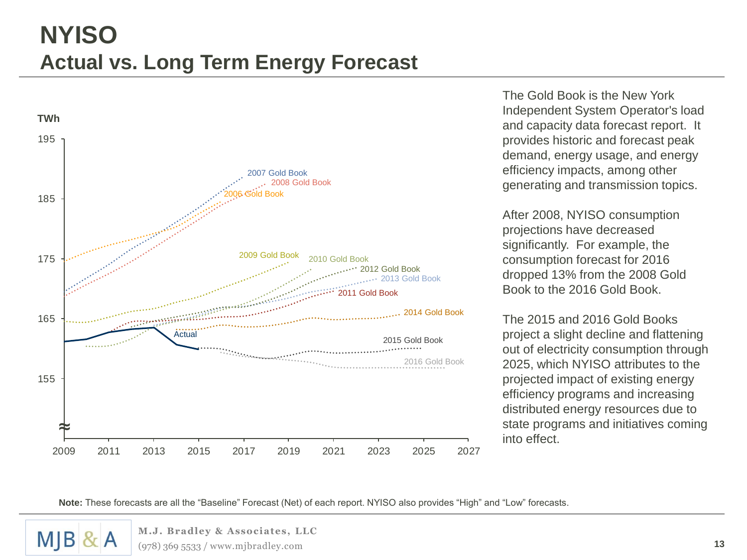# NYISO

## Actual vs. Long Term Energy Forecast

TWh

195

185

175

165

155

2009 2011 2013 2015 2017 2019 2021 2023 2025 2027

2007 Gold Book
2008 Gold Book
2006 Gold Book
2009 Gold Book
2010 Gold Book
2012 Gold Book
2013 Gold Book
2011 Gold Book
2014 Gold Book
Actual
2015 Gold Book
2016 Gold Book

The Gold Book is the New York Independent System Operator's load and capacity data forecast report. It provides historic and forecast peak demand, energy usage, and energy efficiency impacts, among other generating and transmission topics.

After 2008, NYISO consumption projections have decreased significantly. For example, the consumption forecast for 2016 dropped 13% from the 2008 Gold Book to the 2016 Gold Book.

The 2015 and 2016 Gold Books project a slight decline and flattening out of electricity consumption through 2025, which NYISO attributes to the projected impact of existing energy efficiency programs and increasing distributed energy resources due to state programs and initiatives coming into effect.

**Note:** These forecasts are all the "Baseline" Forecast (Net) of each report. NYISO also provides "High" and "Low" forecasts.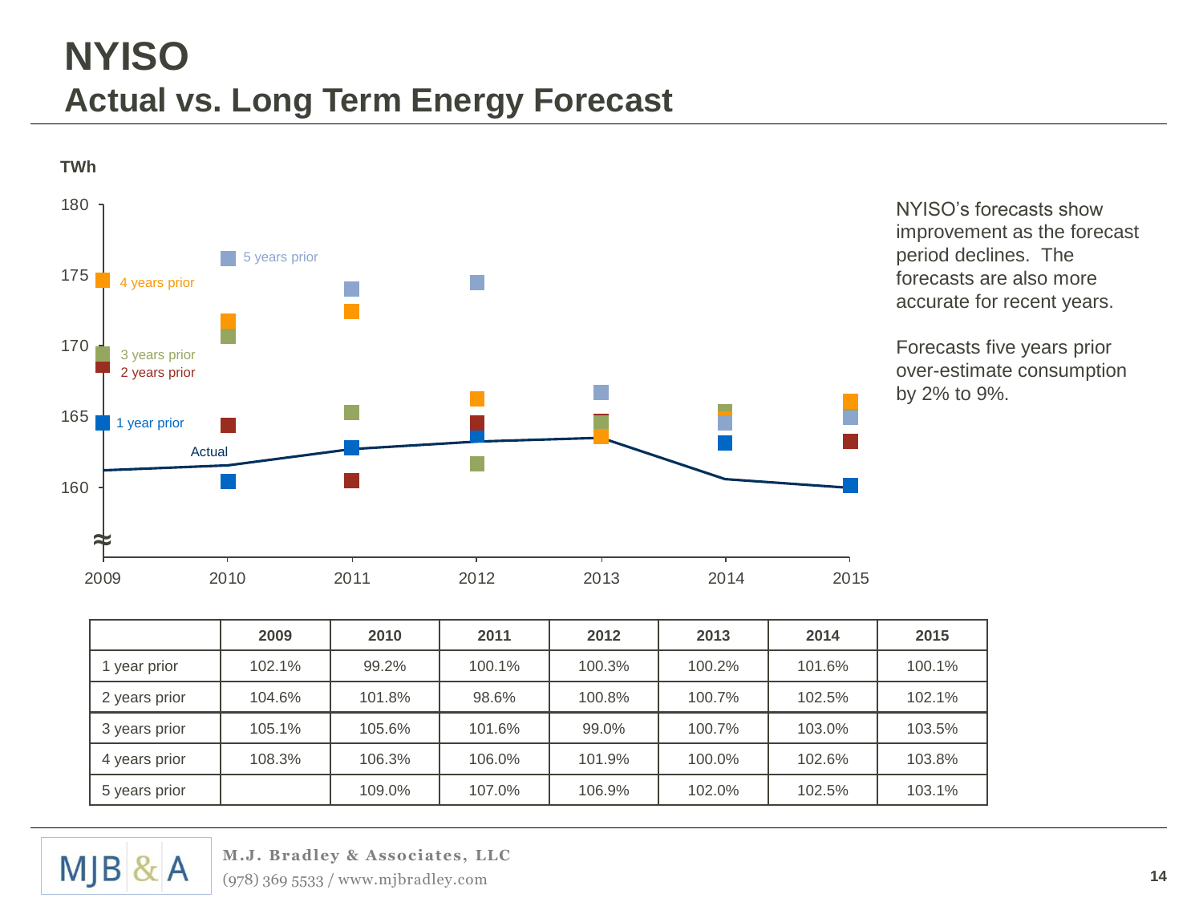# NYISO

## Actual vs. Long Term Energy Forecast

NYISO's forecasts show improvement as the forecast period declines. The forecasts are also more accurate for recent years.

Forecasts five years prior over-estimate consumption by 2% to 9%.

| | 2009 | 2010 | 2011 | 2012 | 2013 | 2014 | 2015 |
|---|---|---|---|---|---|---|---|
| 1 year prior | 102.1% | 99.2% | 100.1% | 100.3% | 100.2% | 101.6% | 100.1% |
| 2 years prior | 104.6% | 101.8% | 98.6% | 100.8% | 100.7% | 102.5% | 102.1% |
| 3 years prior | 105.1% | 105.6% | 101.6% | 99.0% | 100.7% | 103.0% | 103.5% |
| 4 years prior | 108.3% | 106.3% | 106.0% | 101.9% | 100.0% | 102.6% | 103.8% |
| 5 years prior | | 109.0% | 107.0% | 106.9% | 102.0% | 102.5% | 103.1% |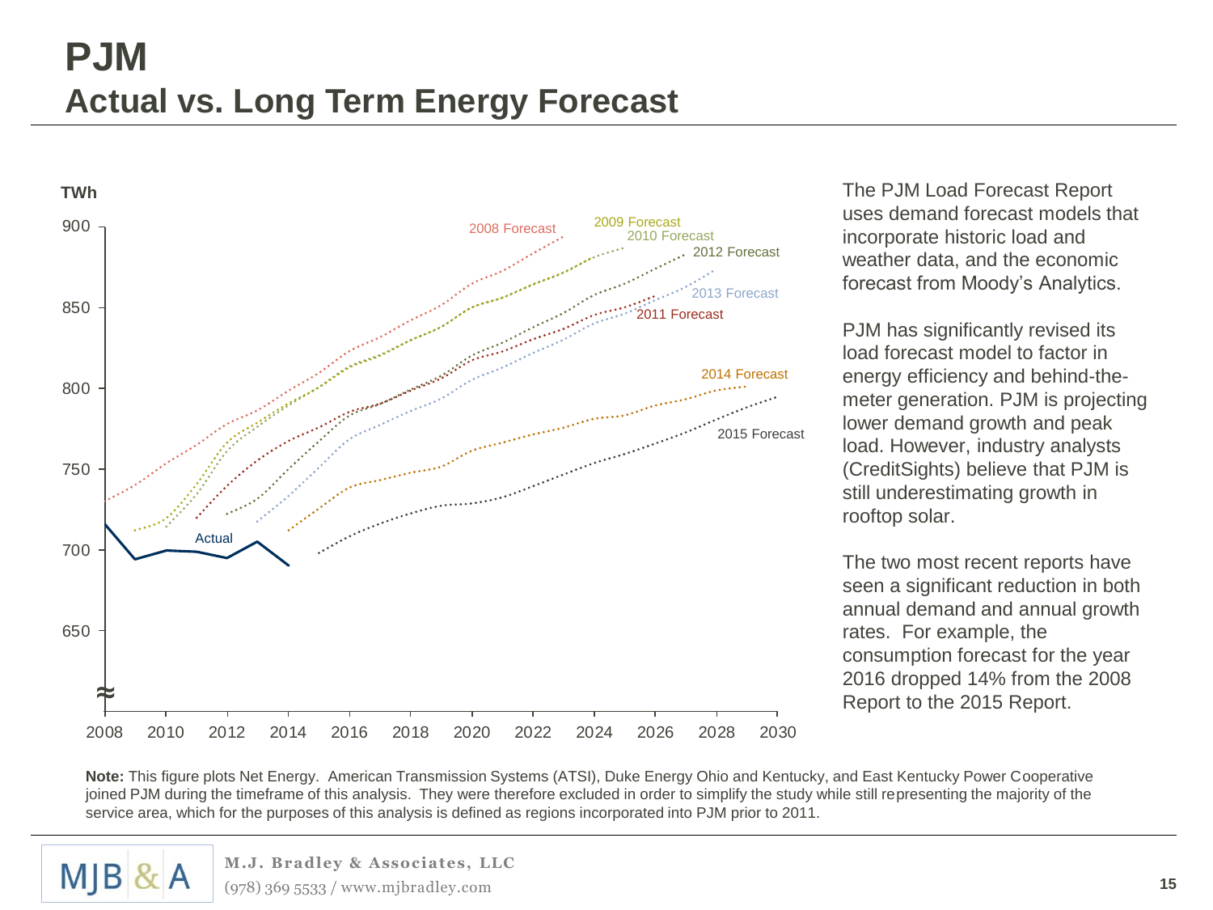# PJM

## Actual vs. Long Term Energy Forecast

The PJM Load Forecast Report uses demand forecast models that incorporate historic load and weather data, and the economic forecast from Moody's Analytics.

PJM has significantly revised its load forecast model to factor in energy efficiency and behind-the-meter generation. PJM is projecting lower demand growth and peak load. However, industry analysts (CreditSights) believe that PJM is still underestimating growth in rooftop solar.

The two most recent reports have seen a significant reduction in both annual demand and annual growth rates. For example, the consumption forecast for the year 2016 dropped 14% from the 2008 Report to the 2015 Report.

**Note:** This figure plots Net Energy. American Transmission Systems (ATSI), Duke Energy Ohio and Kentucky, and East Kentucky Power Cooperative joined PJM during the timeframe of this analysis. They were therefore excluded in order to simplify the study while still representing the majority of the service area, which for the purposes of this analysis is defined as regions incorporated into PJM prior to 2011.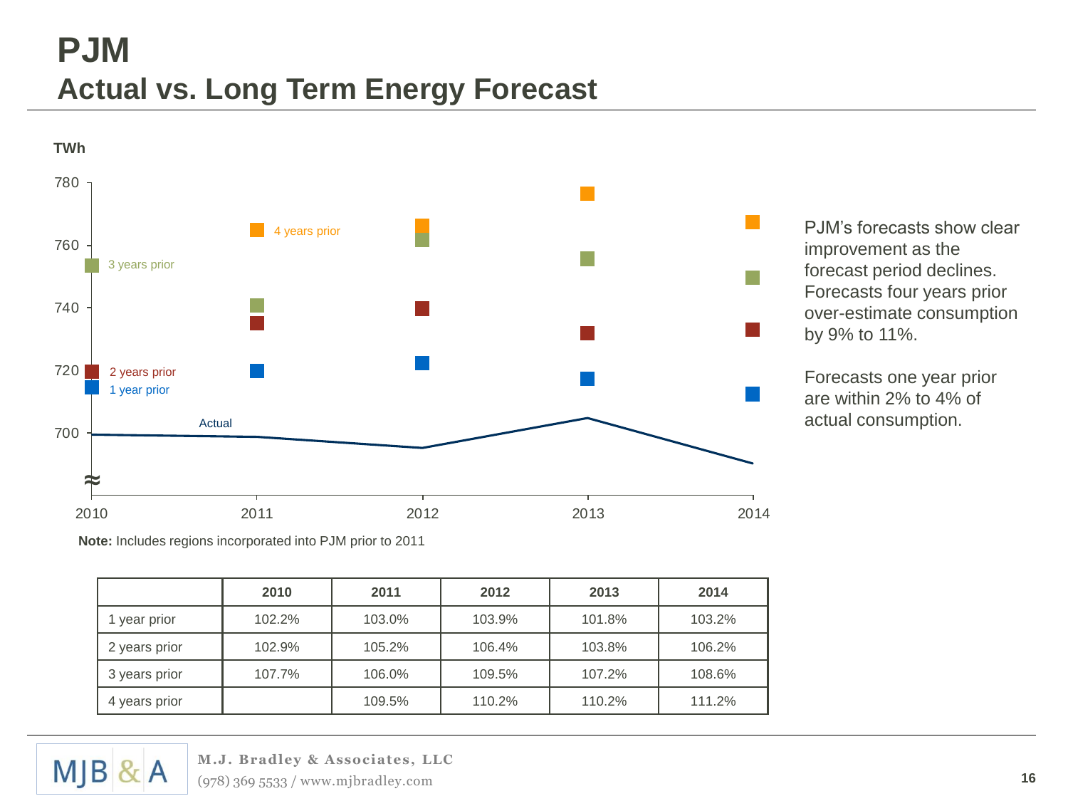# PJM

## Actual vs. Long Term Energy Forecast

TWh

Note: Includes regions incorporated into PJM prior to 2011

PJM's forecasts show clear improvement as the forecast period declines. Forecasts four years prior over-estimate consumption by 9% to 11%.

Forecasts one year prior are within 2% to 4% of actual consumption.

| | 2010 | 2011 | 2012 | 2013 | 2014 |
|---|---|---|---|---|---|
| 1 year prior | 102.2% | 103.0% | 103.9% | 101.8% | 103.2% |
| 2 years prior | 102.9% | 105.2% | 106.4% | 103.8% | 106.2% |
| 3 years prior | 107.7% | 106.0% | 109.5% | 107.2% | 108.6% |
| 4 years prior | | 109.5% | 110.2% | 110.2% | 111.2% |

M.J. Bradley & Associates, LLC
(978) 369 5533 / www.mjbradley.com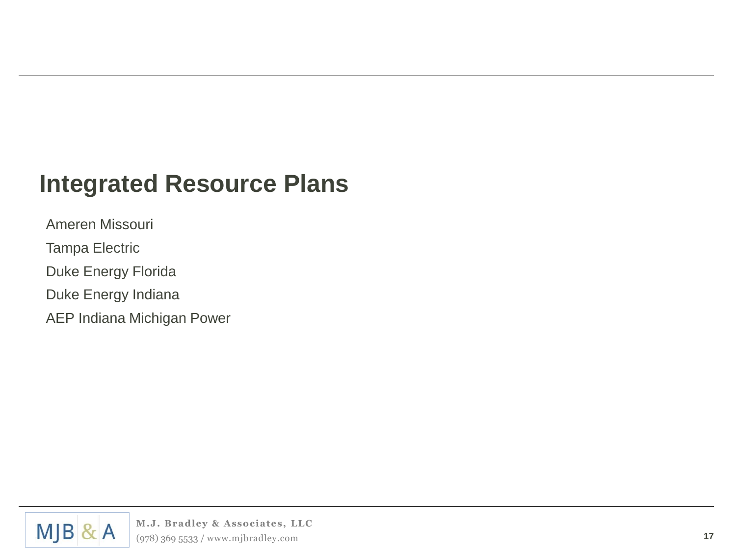# Integrated Resource Plans

Ameren Missouri

Tampa Electric

Duke Energy Florida

Duke Energy Indiana

AEP Indiana Michigan Power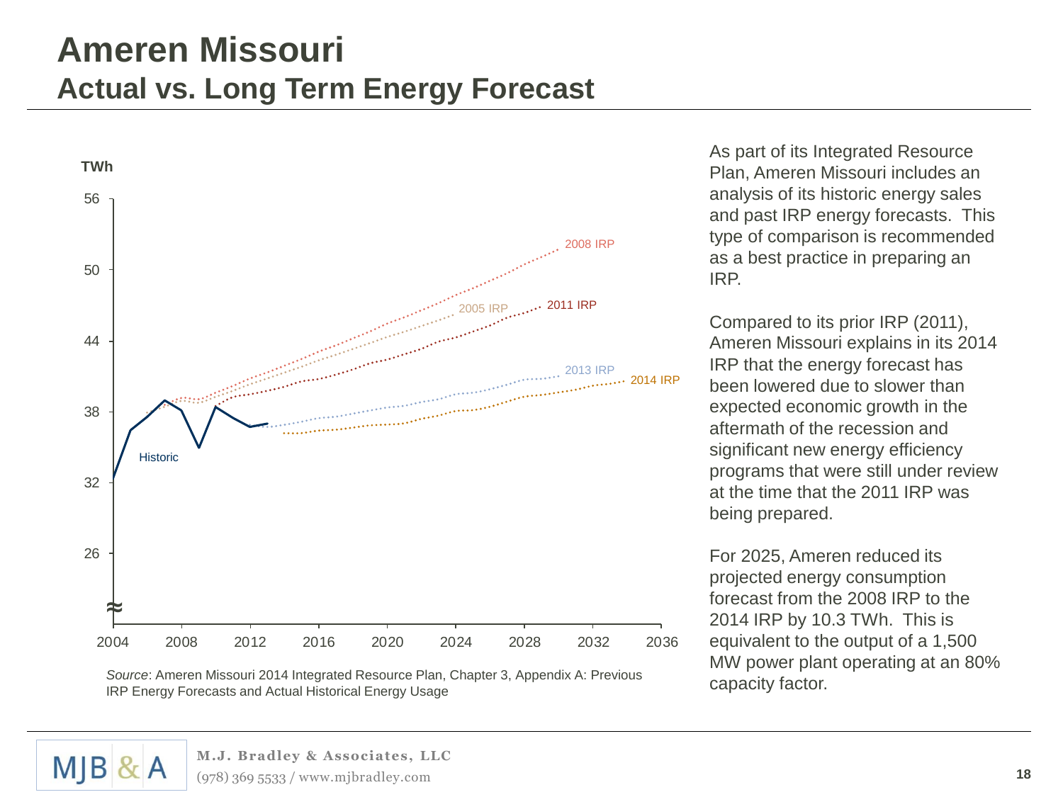# Ameren Missouri

## Actual vs. Long Term Energy Forecast

*Source*: Ameren Missouri 2014 Integrated Resource Plan, Chapter 3, Appendix A: Previous IRP Energy Forecasts and Actual Historical Energy Usage

As part of its Integrated Resource Plan, Ameren Missouri includes an analysis of its historic energy sales and past IRP energy forecasts. This type of comparison is recommended as a best practice in preparing an IRP.

Compared to its prior IRP (2011), Ameren Missouri explains in its 2014 IRP that the energy forecast has been lowered due to slower than expected economic growth in the aftermath of the recession and significant new energy efficiency programs that were still under review at the time that the 2011 IRP was being prepared.

For 2025, Ameren reduced its projected energy consumption forecast from the 2008 IRP to the 2014 IRP by 10.3 TWh. This is equivalent to the output of a 1,500 MW power plant operating at an 80% capacity factor.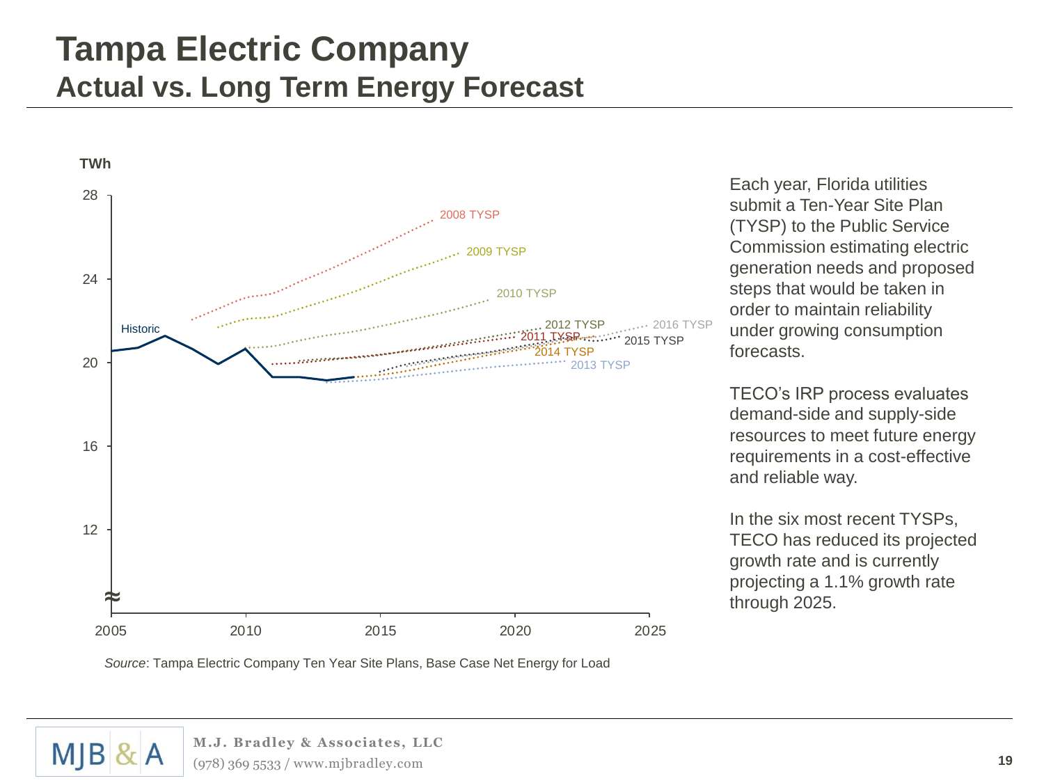# Tampa Electric Company

## Actual vs. Long Term Energy Forecast

*Source*: Tampa Electric Company Ten Year Site Plans, Base Case Net Energy for Load

Each year, Florida utilities submit a Ten-Year Site Plan (TYSP) to the Public Service Commission estimating electric generation needs and proposed steps that would be taken in order to maintain reliability under growing consumption forecasts.

TECO's IRP process evaluates demand-side and supply-side resources to meet future energy requirements in a cost-effective and reliable way.

In the six most recent TYSPs, TECO has reduced its projected growth rate and is currently projecting a 1.1% growth rate through 2025.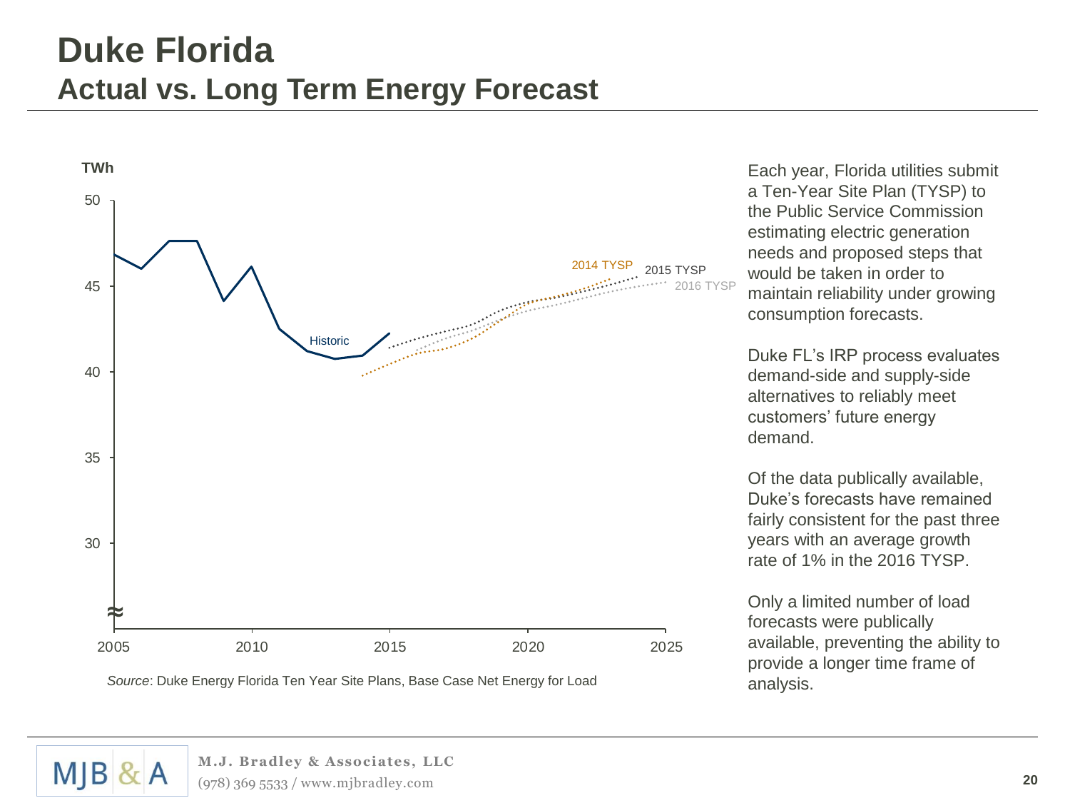# Duke Florida

## Actual vs. Long Term Energy Forecast

*Source*: Duke Energy Florida Ten Year Site Plans, Base Case Net Energy for Load

Each year, Florida utilities submit a Ten-Year Site Plan (TYSP) to the Public Service Commission estimating electric generation needs and proposed steps that would be taken in order to maintain reliability under growing consumption forecasts.

Duke FL's IRP process evaluates demand-side and supply-side alternatives to reliably meet customers' future energy demand.

Of the data publically available, Duke's forecasts have remained fairly consistent for the past three years with an average growth rate of 1% in the 2016 TYSP.

Only a limited number of load forecasts were publically available, preventing the ability to provide a longer time frame of analysis.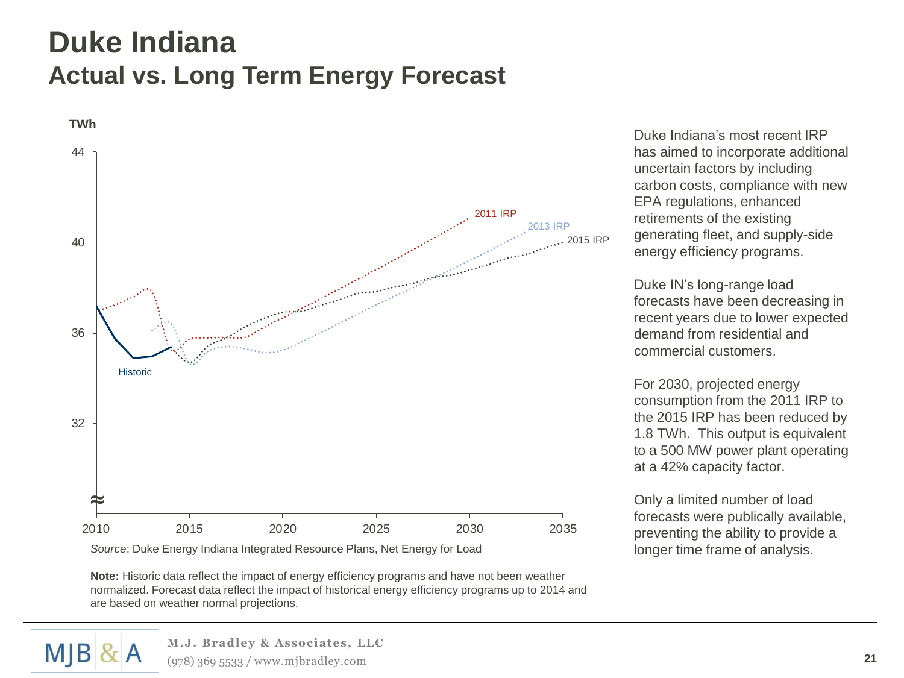# Duke Indiana
## Actual vs. Long Term Energy Forecast

TWh

*Source*: Duke Energy Indiana Integrated Resource Plans, Net Energy for Load

**Note:** Historic data reflect the impact of energy efficiency programs and have not been weather normalized. Forecast data reflect the impact of historical energy efficiency programs up to 2014 and are based on weather normal projections.

Duke Indiana's most recent IRP has aimed to incorporate additional uncertain factors by including carbon costs, compliance with new EPA regulations, enhanced retirements of the existing generating fleet, and supply-side energy efficiency programs.

Duke IN's long-range load forecasts have been decreasing in recent years due to lower expected demand from residential and commercial customers.

For 2030, projected energy consumption from the 2011 IRP to the 2015 IRP has been reduced by 1.8 TWh. This output is equivalent to a 500 MW power plant operating at a 42% capacity factor.

Only a limited number of load forecasts were publically available, preventing the ability to provide a longer time frame of analysis.

M.J. Bradley & Associates, LLC
(978) 369 5533 / www.mjbradley.com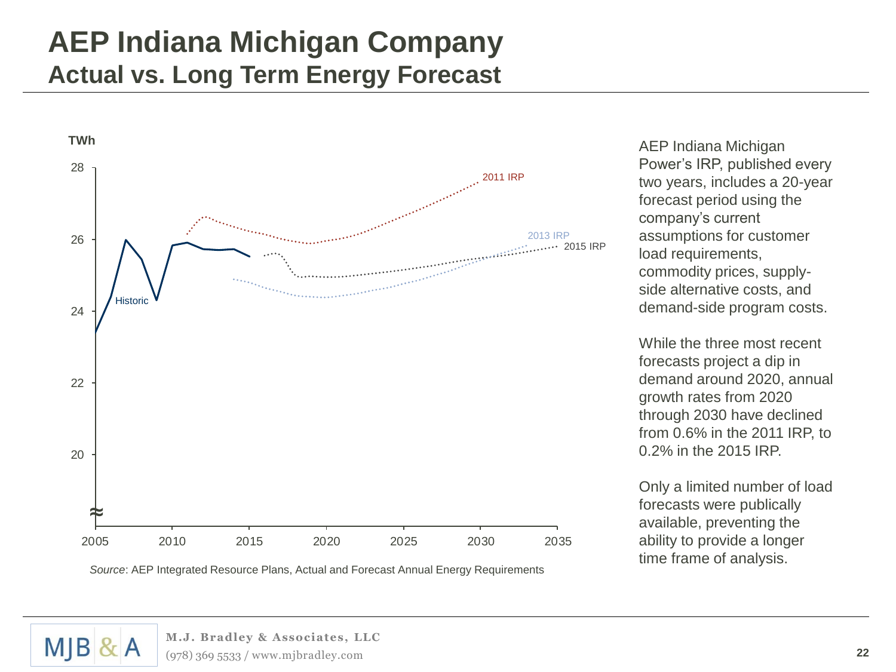# AEP Indiana Michigan Company

## Actual vs. Long Term Energy Forecast

TWh

Source: AEP Integrated Resource Plans, Actual and Forecast Annual Energy Requirements

AEP Indiana Michigan Power's IRP, published every two years, includes a 20-year forecast period using the company's current assumptions for customer load requirements, commodity prices, supply-side alternative costs, and demand-side program costs.

While the three most recent forecasts project a dip in demand around 2020, annual growth rates from 2020 through 2030 have declined from 0.6% in the 2011 IRP, to 0.2% in the 2015 IRP.

Only a limited number of load forecasts were publically available, preventing the ability to provide a longer time frame of analysis.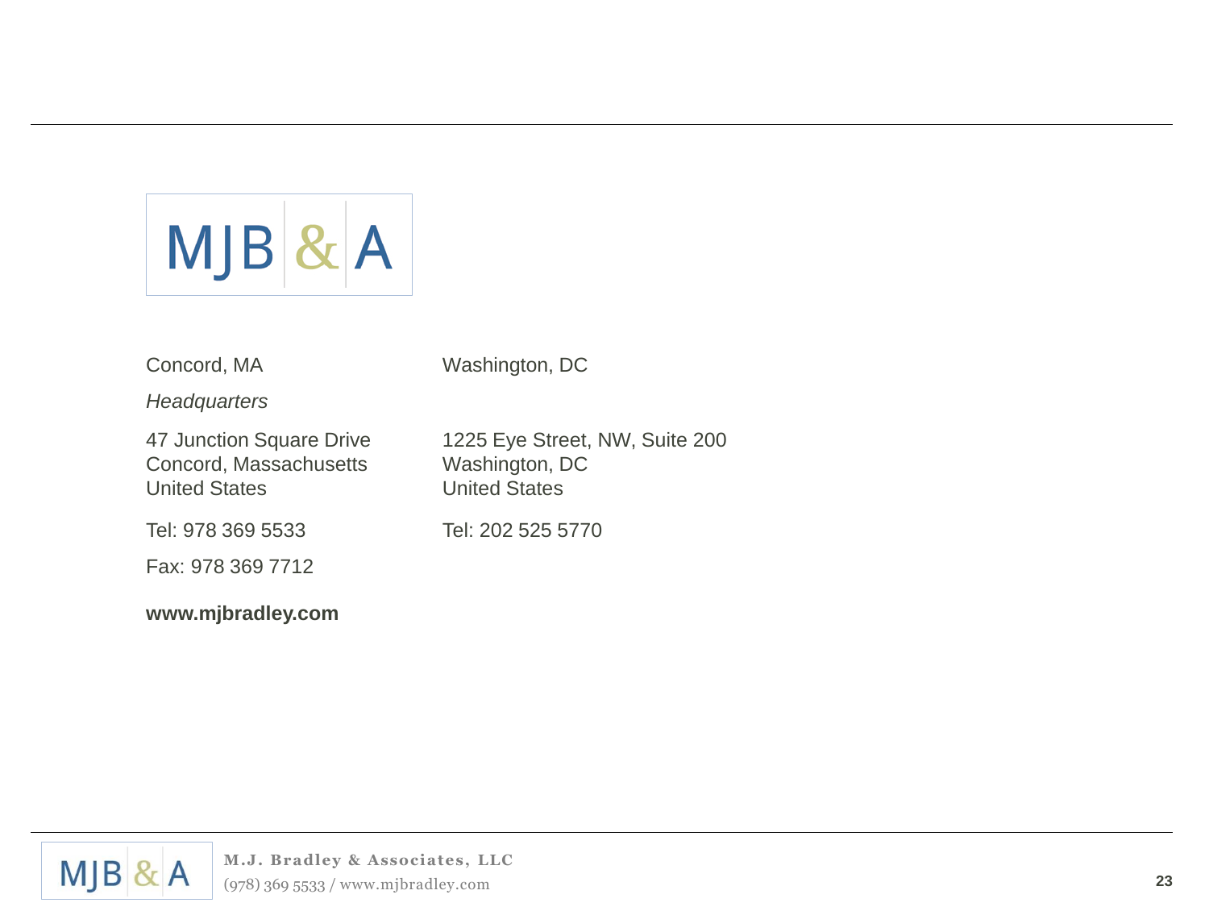MJB & A

Concord, MA

*Headquarters*

47 Junction Square Drive
Concord, Massachusetts
United States

Tel: 978 369 5533

Fax: 978 369 7712

Washington, DC

1225 Eye Street, NW, Suite 200
Washington, DC
United States

Tel: 202 525 5770

**www.mjbradley.com**